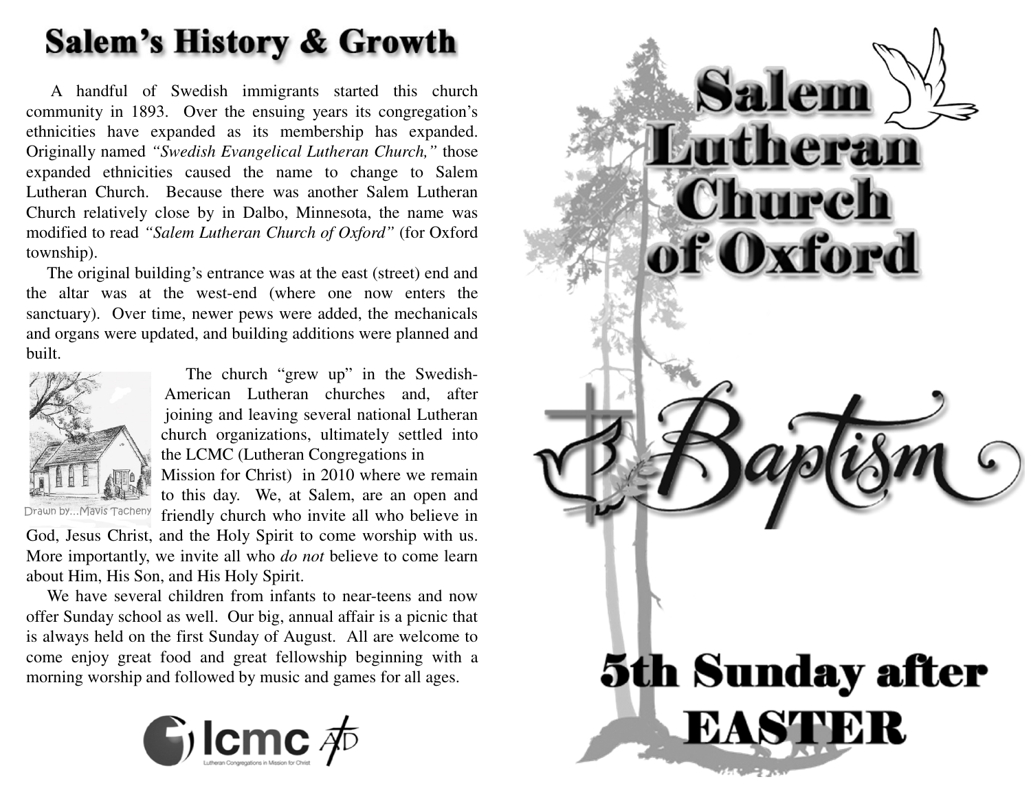# Salem's History & Growth

A handful of Swedish immigrants started this church community in 1893. Over the ensuing years its congregation's ethnicities have expanded as its membership has expanded. Originally named *"Swedish Evangelical Lutheran Church,"* those expanded ethnicities caused the name to change to Salem Lutheran Church. Because there was another Salem Lutheran Church relatively close by in Dalbo, Minnesota, the name was modified to read *"Salem Lutheran Church of Oxford"* (for Oxford township).

The original building's entrance was at the east (street) end and the altar was at the west-end (where one now enters the sanctuary). Over time, newer pews were added, the mechanicals and organs were updated, and building additions were planned and built.

Drawn by...Mavis Tacheny

The church "grew up" in the Swedish-American Lutheran churches and, after joining and leaving several national Lutheran church organizations, ultimately settled into the LCMC (Lutheran Congregations in Mission for Christ) in 2010 where we remain to this day. We, at Salem, are an open and friendly church who invite all who believe in God, Jesus Christ, and the Holy Spirit to come worship with us. More importantly, we invite all who *do not* believe to come learn about Him, His Son, and His Holy Spirit.

We have several children from infants to near-teens and now offer Sunday school as well. Our big, annual affair is a picnic that is always held on the first Sunday of August. All are welcome to come enjoy great food and great fellowship beginning with a morning worship and followed by music and games for all ages.

lcmc
Lutheran Congregations in Mission for Christ

# Salem Lutheran Church of Oxford

## Baptism

## 5th Sunday after EASTER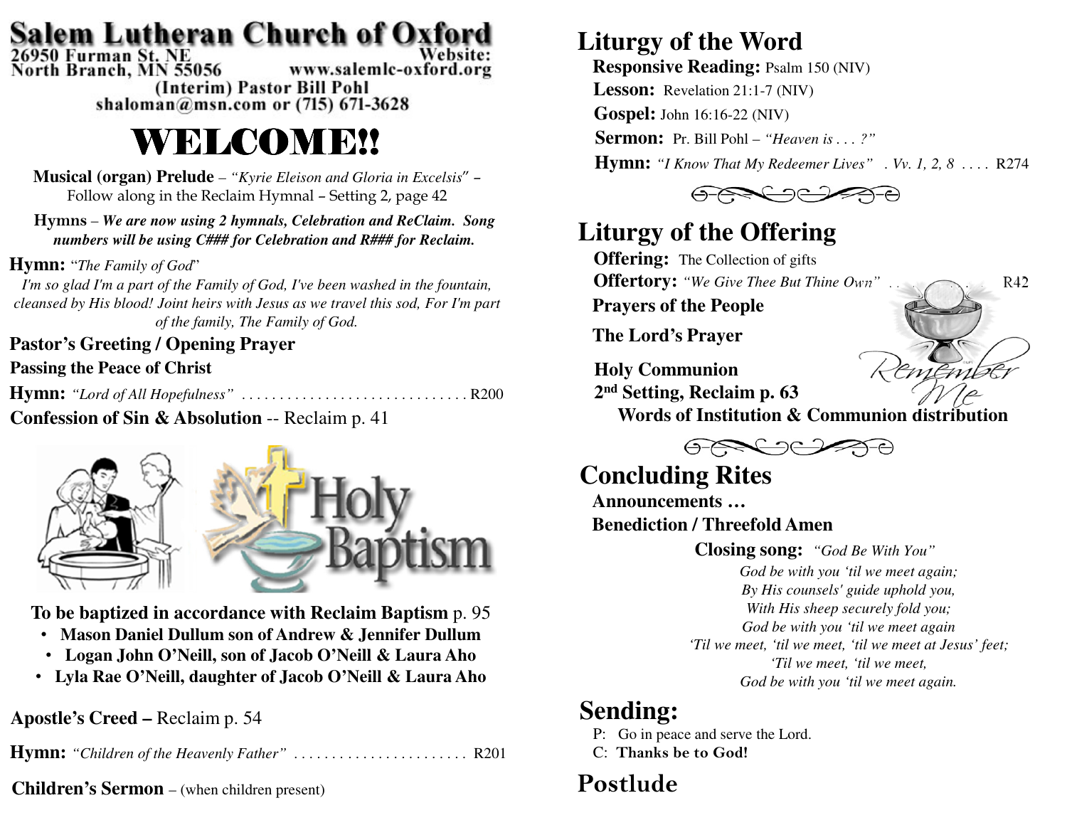# Salem Lutheran Church of Oxford

26950 Furman St. NE
North Branch, MN 55056
Website: www.salemlc-oxford.org
(Interim) Pastor Bill Pohl
shaloman@msn.com or (715) 671-3628

# WELCOME!!

**Musical (organ) Prelude** – *"Kyrie Eleison and Gloria in Excelsis"* – Follow along in the Reclaim Hymnal – Setting 2, page 42

**Hymns** – ***We are now using 2 hymnals, Celebration and ReClaim. Song numbers will be using C### for Celebration and R### for Reclaim.***

**Hymn:** *"The Family of God"*

*I'm so glad I'm a part of the Family of God, I've been washed in the fountain, cleansed by His blood! Joint heirs with Jesus as we travel this sod, For I'm part of the family, The Family of God.*

**Pastor's Greeting / Opening Prayer**

**Passing the Peace of Christ**

**Hymn:** *"Lord of All Hopefulness"* . . . . . . . . . . . . . . . . . . . . . . . . . . . . . . R200

**Confession of Sin & Absolution** -- Reclaim p. 41

Holy Baptism

**To be baptized in accordance with Reclaim Baptism** p. 95

- **Mason Daniel Dullum son of Andrew & Jennifer Dullum**
- **Logan John O'Neill, son of Jacob O'Neill & Laura Aho**
- **Lyla Rae O'Neill, daughter of Jacob O'Neill & Laura Aho**

**Apostle's Creed –** Reclaim p. 54

**Hymn:** *"Children of the Heavenly Father"* . . . . . . . . . . . . . . . . . . . . . . . R201

**Children's Sermon** – (when children present)

## Liturgy of the Word

**Responsive Reading:** Psalm 150 (NIV)

**Lesson:** Revelation 21:1-7 (NIV)

**Gospel:** John 16:16-22 (NIV)

**Sermon:** Pr. Bill Pohl – *"Heaven is . . . ?"*

**Hymn:** *"I Know That My Redeemer Lives"* . *Vv. 1, 2, 8* . . . . R274

## Liturgy of the Offering

**Offering:** The Collection of gifts

**Offertory:** *"We Give Thee But Thine Own"* . . . . . . . R42

**Prayers of the People**

**The Lord's Prayer**

**Holy Communion**

**2nd Setting, Reclaim p. 63**

**Words of Institution & Communion distribution**

Remember Me

## Concluding Rites

**Announcements …**

**Benediction / Threefold Amen**

**Closing song:** *"God Be With You"*

*God be with you 'til we meet again;*
*By His counsels' guide uphold you,*
*With His sheep securely fold you;*
*God be with you 'til we meet again*
*'Til we meet, 'til we meet, 'til we meet at Jesus' feet;*
*'Til we meet, 'til we meet,*
*God be with you 'til we meet again.*

## Sending:

P: Go in peace and serve the Lord.
C: **Thanks be to God!**

## Postlude